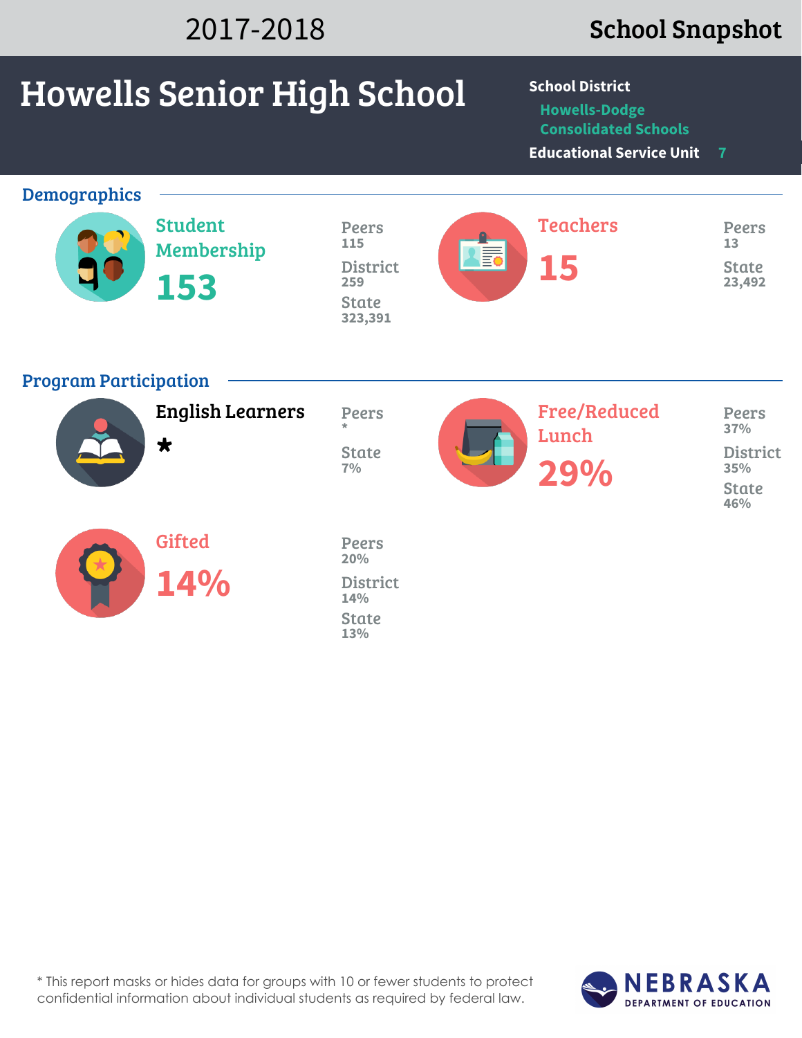2017-2018

**School Snapshot**

# Howells Senior High School

**School District**
Howells-Dodge Consolidated Schools

**Educational Service Unit** 7

## Demographics

### Student Membership

**153**

Peers
115

District
259

State
323,391

### Teachers

**15**

Peers
13

State
23,492

## Program Participation

### English Learners

**\***

Peers
\*

State
7%

### Free/Reduced Lunch

**29%**

Peers
37%

District
35%

State
46%

### Gifted

**14%**

Peers
20%

District
14%

State
13%

\* This report masks or hides data for groups with 10 or fewer students to protect confidential information about individual students as required by federal law.

NEBRASKA DEPARTMENT OF EDUCATION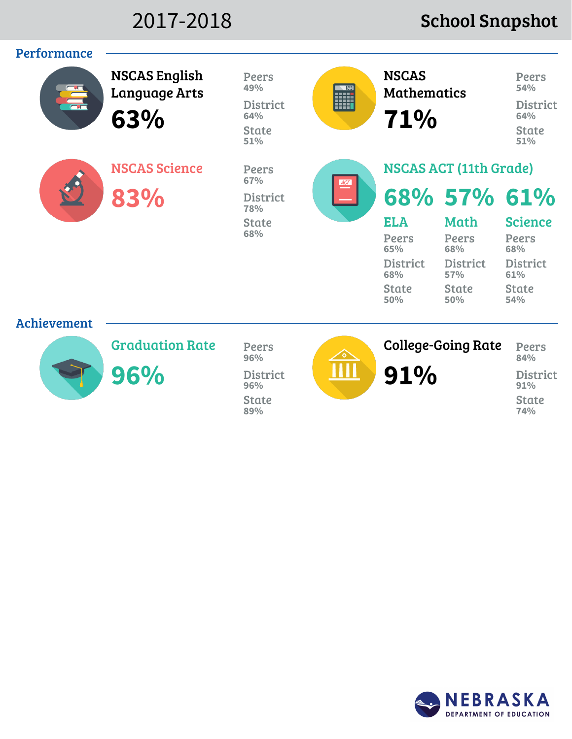# 2017-2018 School Snapshot

## Performance

### NSCAS English Language Arts

**63%**

Peers 49%
District 64%
State 51%

### NSCAS Mathematics

**71%**

Peers 54%
District 64%
State 51%

### NSCAS Science

**83%**

Peers 67%
District 78%
State 68%

### NSCAS ACT (11th Grade)

| | ELA | Math | Science |
|---|---|---|---|
| School | 68% | 57% | 61% |
| Peers | 65% | 68% | 68% |
| District | 68% | 57% | 61% |
| State | 50% | 50% | 54% |

## Achievement

### Graduation Rate

**96%**

Peers 96%
District 96%
State 89%

### College-Going Rate

**91%**

Peers 84%
District 91%
State 74%

NEBRASKA DEPARTMENT OF EDUCATION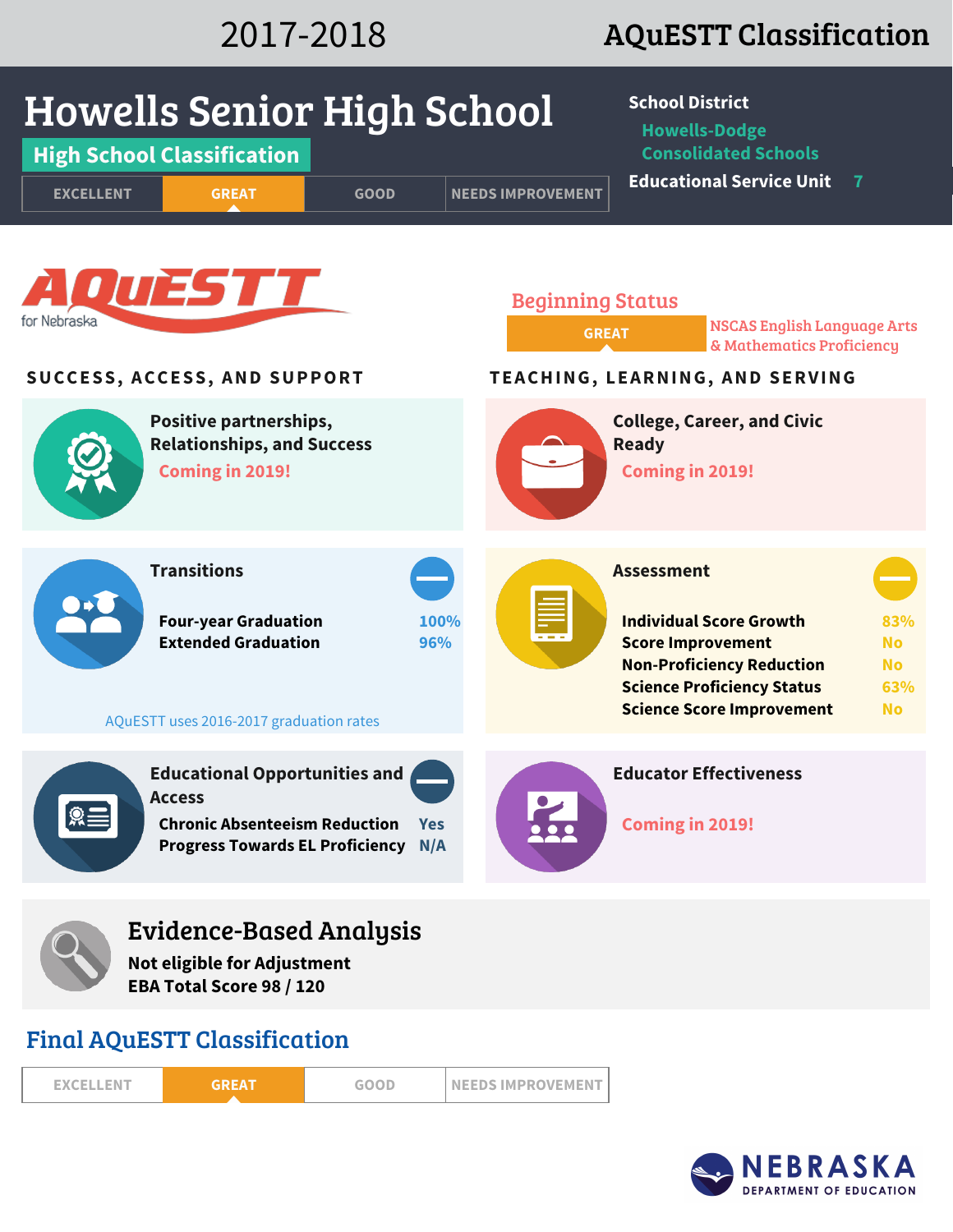# 2017-2018 AQuESTT Classification

# Howells Senior High School

**High School Classification**

| EXCELLENT | **GREAT** | GOOD | NEEDS IMPROVEMENT |
|---|---|---|---|

**School District:** Howells-Dodge Consolidated Schools

**Educational Service Unit:** 7

AQuESTT for Nebraska

## Beginning Status

**GREAT** — NSCAS English Language Arts & Mathematics Proficiency

## SUCCESS, ACCESS, AND SUPPORT

### Positive partnerships, Relationships, and Success

Coming in 2019!

### Transitions

| | |
|---|---|
| Four-year Graduation | 100% |
| Extended Graduation | 96% |

AQuESTT uses 2016-2017 graduation rates

### Educational Opportunities and Access

| | |
|---|---|
| Chronic Absenteeism Reduction | Yes |
| Progress Towards EL Proficiency | N/A |

## TEACHING, LEARNING, AND SERVING

### College, Career, and Civic Ready

Coming in 2019!

### Assessment

| | |
|---|---|
| Individual Score Growth | 83% |
| Score Improvement | No |
| Non-Proficiency Reduction | No |
| Science Proficiency Status | 63% |
| Science Score Improvement | No |

### Educator Effectiveness

Coming in 2019!

## Evidence-Based Analysis

**Not eligible for Adjustment**

**EBA Total Score 98 / 120**

## Final AQuESTT Classification

| EXCELLENT | **GREAT** | GOOD | NEEDS IMPROVEMENT |
|---|---|---|---|

NEBRASKA DEPARTMENT OF EDUCATION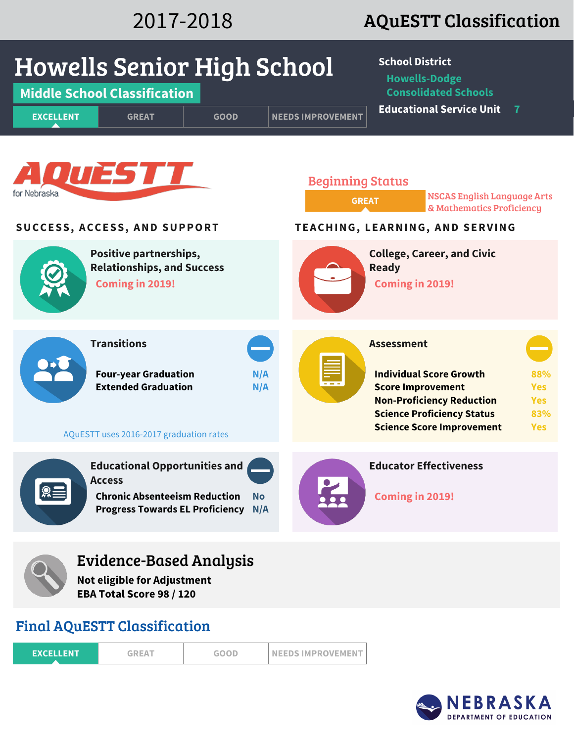# 2017-2018 AQuESTT Classification

## Howells Senior High School

**Middle School Classification**

| **EXCELLENT** | GREAT | GOOD | NEEDS IMPROVEMENT |
|---|---|---|---|

**School District**
Howells-Dodge Consolidated Schools

**Educational Service Unit** 7

AQuESTT for Nebraska

### Beginning Status

**GREAT** — NSCAS English Language Arts & Mathematics Proficiency

## SUCCESS, ACCESS, AND SUPPORT

### Positive partnerships, Relationships, and Success

Coming in 2019!

### Transitions

| | |
|---|---|
| Four-year Graduation | N/A |
| Extended Graduation | N/A |

AQuESTT uses 2016-2017 graduation rates

### Educational Opportunities and Access

| | |
|---|---|
| Chronic Absenteeism Reduction | No |
| Progress Towards EL Proficiency | N/A |

## TEACHING, LEARNING, AND SERVING

### College, Career, and Civic Ready

Coming in 2019!

### Assessment

| | |
|---|---|
| Individual Score Growth | 88% |
| Score Improvement | Yes |
| Non-Proficiency Reduction | Yes |
| Science Proficiency Status | 83% |
| Science Score Improvement | Yes |

### Educator Effectiveness

Coming in 2019!

## Evidence-Based Analysis

**Not eligible for Adjustment**
**EBA Total Score 98 / 120**

## Final AQuESTT Classification

| **EXCELLENT** | GREAT | GOOD | NEEDS IMPROVEMENT |
|---|---|---|---|

NEBRASKA DEPARTMENT OF EDUCATION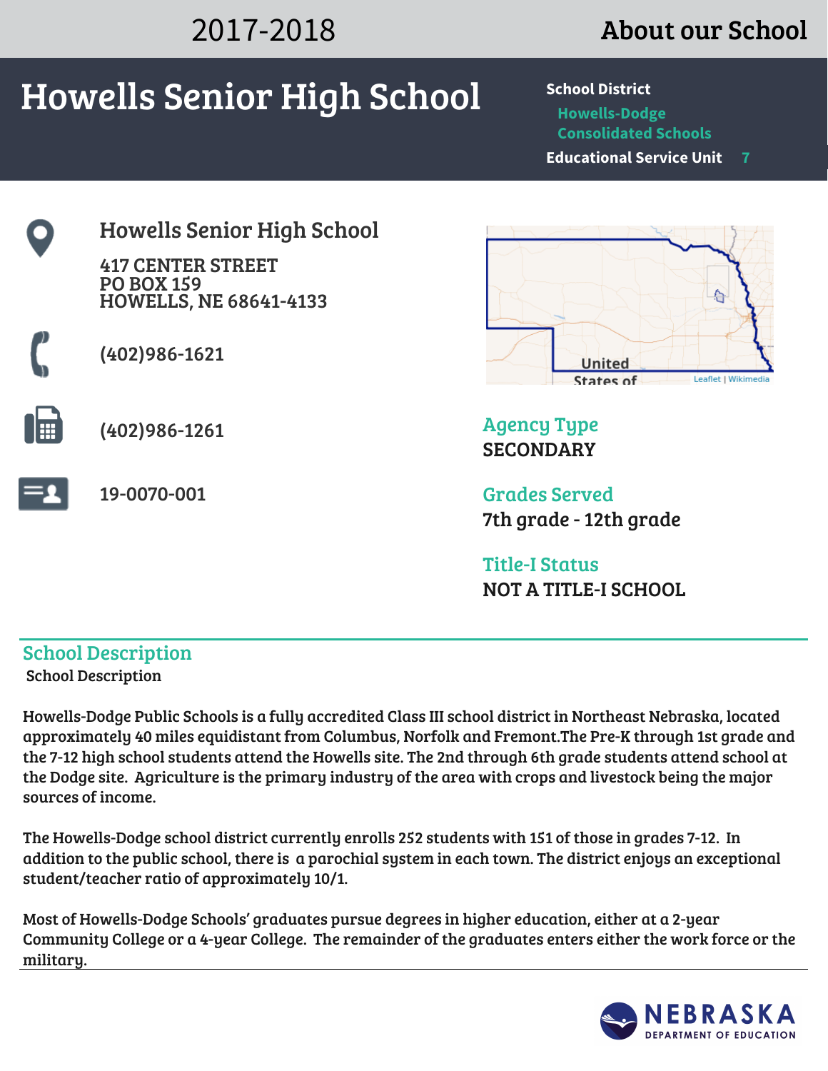2017-2018

## About our School

# Howells Senior High School

**School District**
Howells-Dodge Consolidated Schools

**Educational Service Unit** 7

### Howells Senior High School

417 CENTER STREET
PO BOX 159
HOWELLS, NE 68641-4133

(402)986-1621

(402)986-1261

19-0070-001

**Agency Type**
SECONDARY

**Grades Served**
7th grade - 12th grade

**Title-I Status**
NOT A TITLE-I SCHOOL

## School Description

School Description

Howells-Dodge Public Schools is a fully accredited Class III school district in Northeast Nebraska, located approximately 40 miles equidistant from Columbus, Norfolk and Fremont.The Pre-K through 1st grade and the 7-12 high school students attend the Howells site. The 2nd through 6th grade students attend school at the Dodge site. Agriculture is the primary industry of the area with crops and livestock being the major sources of income.

The Howells-Dodge school district currently enrolls 252 students with 151 of those in grades 7-12. In addition to the public school, there is a parochial system in each town. The district enjoys an exceptional student/teacher ratio of approximately 10/1.

Most of Howells-Dodge Schools' graduates pursue degrees in higher education, either at a 2-year Community College or a 4-year College. The remainder of the graduates enters either the work force or the military.

NEBRASKA DEPARTMENT OF EDUCATION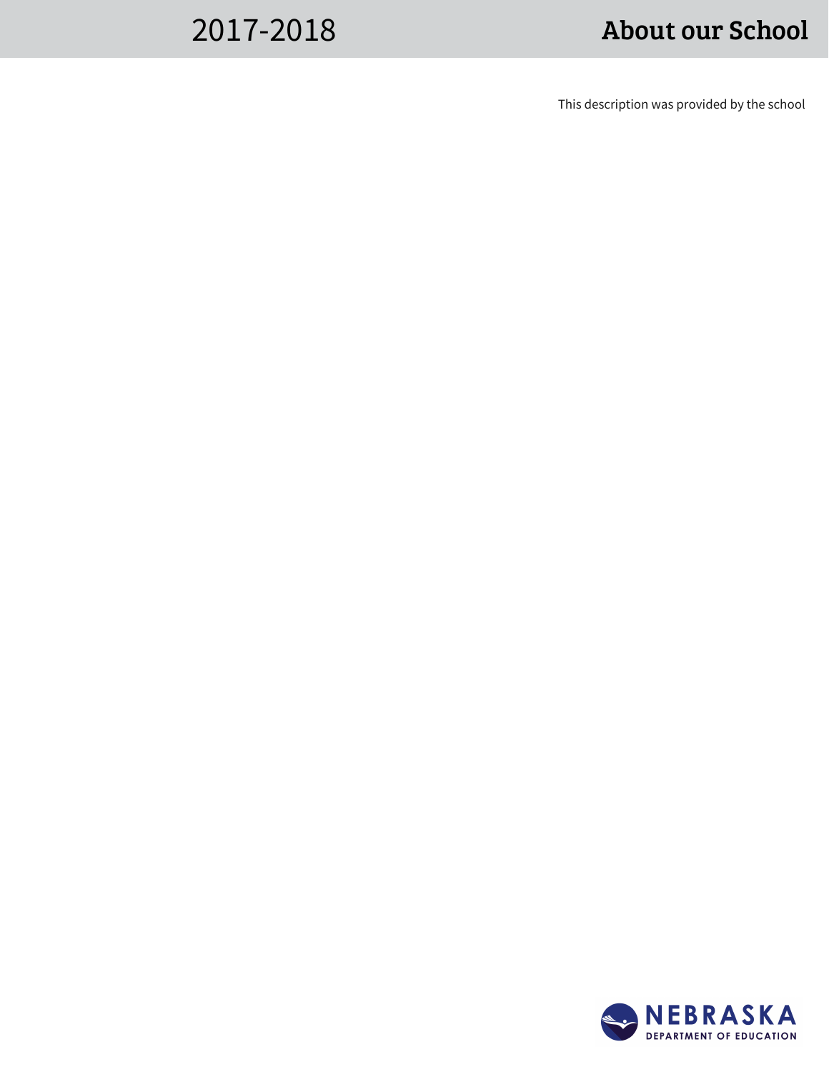2017-2018

# About our School

This description was provided by the school